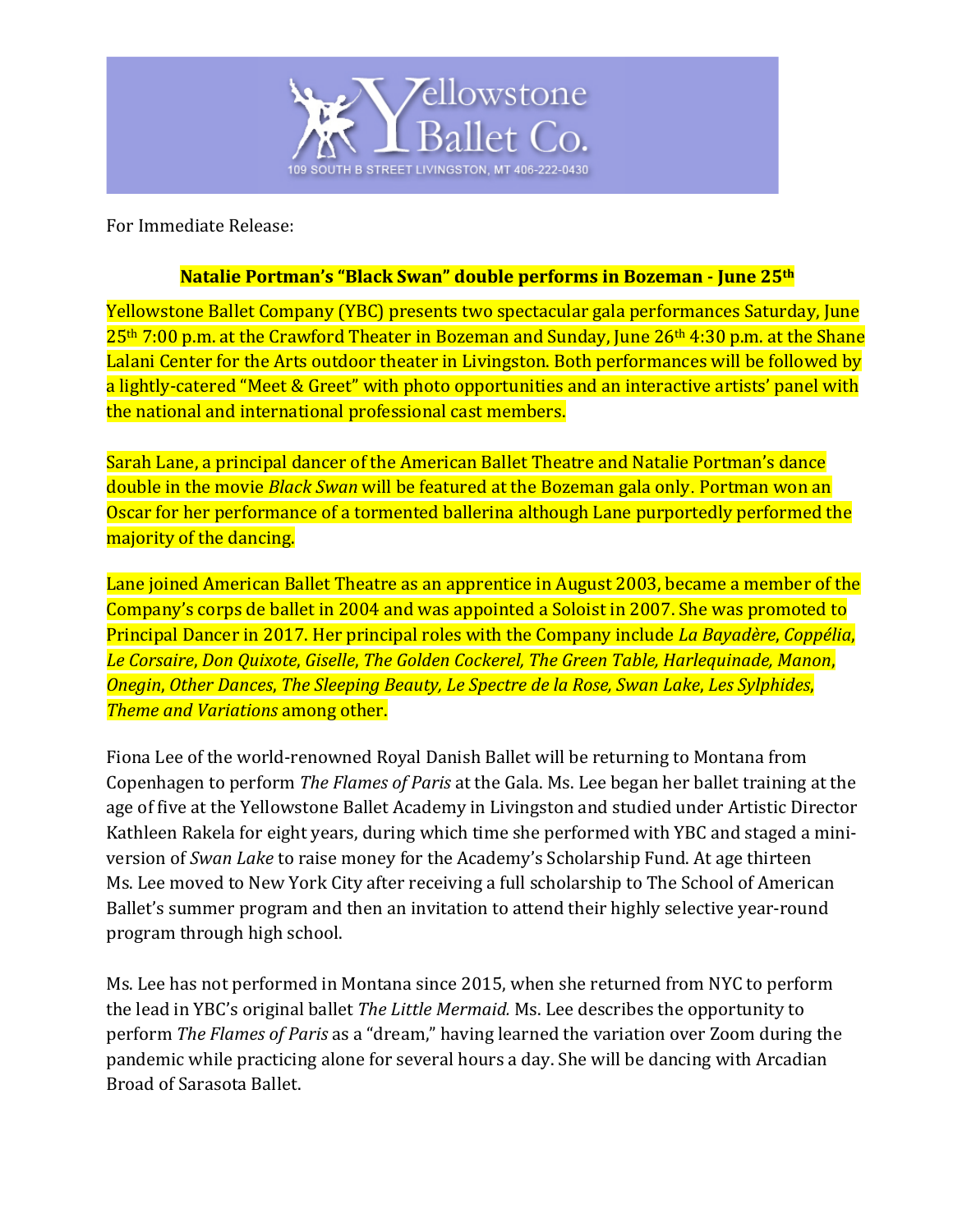Yellowstone Ballet Co.

109 SOUTH B STREET LIVINGSTON, MT 406-222-0430

For Immediate Release:

**Natalie Portman's "Black Swan" double performs in Bozeman - June 25th**

Yellowstone Ballet Company (YBC) presents two spectacular gala performances Saturday, June 25th 7:00 p.m. at the Crawford Theater in Bozeman and Sunday, June 26th 4:30 p.m. at the Shane Lalani Center for the Arts outdoor theater in Livingston. Both performances will be followed by a lightly-catered "Meet & Greet" with photo opportunities and an interactive artists' panel with the national and international professional cast members.

Sarah Lane, a principal dancer of the American Ballet Theatre and Natalie Portman's dance double in the movie *Black Swan* will be featured at the Bozeman gala only. Portman won an Oscar for her performance of a tormented ballerina although Lane purportedly performed the majority of the dancing.

Lane joined American Ballet Theatre as an apprentice in August 2003, became a member of the Company's corps de ballet in 2004 and was appointed a Soloist in 2007. She was promoted to Principal Dancer in 2017. Her principal roles with the Company include *La Bayadère*, *Coppélia*, *Le Corsaire*, *Don Quixote*, *Giselle*, *The Golden Cockerel, The Green Table, Harlequinade, Manon, Onegin*, *Other Dances*, *The Sleeping Beauty, Le Spectre de la Rose, Swan Lake*, *Les Sylphides*, *Theme and Variations* among other.

Fiona Lee of the world-renowned Royal Danish Ballet will be returning to Montana from Copenhagen to perform *The Flames of Paris* at the Gala. Ms. Lee began her ballet training at the age of five at the Yellowstone Ballet Academy in Livingston and studied under Artistic Director Kathleen Rakela for eight years, during which time she performed with YBC and staged a mini-version of *Swan Lake* to raise money for the Academy's Scholarship Fund. At age thirteen Ms. Lee moved to New York City after receiving a full scholarship to The School of American Ballet's summer program and then an invitation to attend their highly selective year-round program through high school.

Ms. Lee has not performed in Montana since 2015, when she returned from NYC to perform the lead in YBC's original ballet *The Little Mermaid.* Ms. Lee describes the opportunity to perform *The Flames of Paris* as a "dream," having learned the variation over Zoom during the pandemic while practicing alone for several hours a day. She will be dancing with Arcadian Broad of Sarasota Ballet.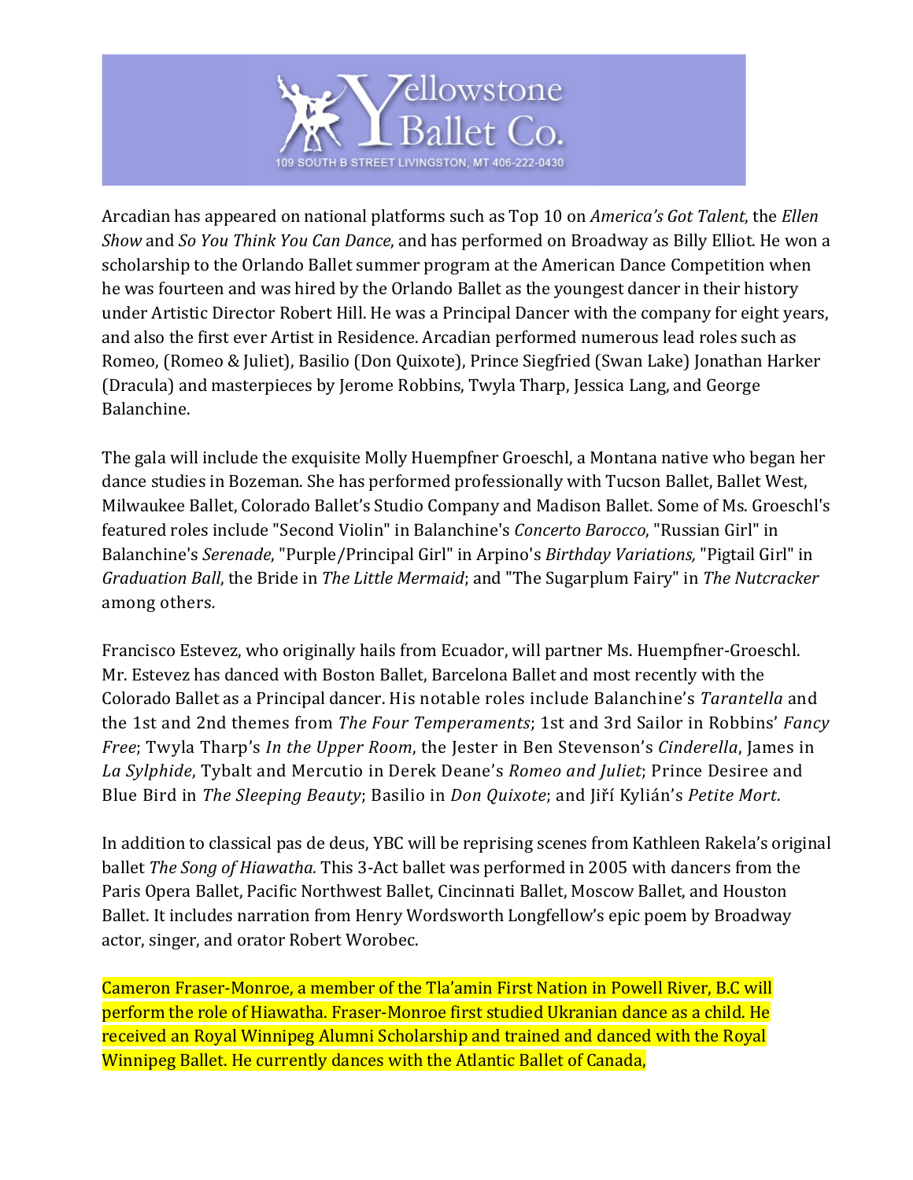Arcadian has appeared on national platforms such as Top 10 on *America's Got Talent*, the *Ellen Show* and *So You Think You Can Dance*, and has performed on Broadway as Billy Elliot. He won a scholarship to the Orlando Ballet summer program at the American Dance Competition when he was fourteen and was hired by the Orlando Ballet as the youngest dancer in their history under Artistic Director Robert Hill. He was a Principal Dancer with the company for eight years, and also the first ever Artist in Residence. Arcadian performed numerous lead roles such as Romeo, (Romeo & Juliet), Basilio (Don Quixote), Prince Siegfried (Swan Lake) Jonathan Harker (Dracula) and masterpieces by Jerome Robbins, Twyla Tharp, Jessica Lang, and George Balanchine.

The gala will include the exquisite Molly Huempfner Groeschl, a Montana native who began her dance studies in Bozeman. She has performed professionally with Tucson Ballet, Ballet West, Milwaukee Ballet, Colorado Ballet's Studio Company and Madison Ballet. Some of Ms. Groeschl's featured roles include "Second Violin" in Balanchine's *Concerto Barocco*, "Russian Girl" in Balanchine's *Serenade*, "Purple/Principal Girl" in Arpino's *Birthday Variations,* "Pigtail Girl" in *Graduation Ball*, the Bride in *The Little Mermaid*; and "The Sugarplum Fairy" in *The Nutcracker* among others.

Francisco Estevez, who originally hails from Ecuador, will partner Ms. Huempfner-Groeschl. Mr. Estevez has danced with Boston Ballet, Barcelona Ballet and most recently with the Colorado Ballet as a Principal dancer. His notable roles include Balanchine's *Tarantella* and the 1st and 2nd themes from *The Four Temperaments*; 1st and 3rd Sailor in Robbins' *Fancy Free*; Twyla Tharp's *In the Upper Room*, the Jester in Ben Stevenson's *Cinderella*, James in *La Sylphide*, Tybalt and Mercutio in Derek Deane's *Romeo and Juliet*; Prince Desiree and Blue Bird in *The Sleeping Beauty*; Basilio in *Don Quixote*; and Jiří Kylián's *Petite Mort*.

In addition to classical pas de deus, YBC will be reprising scenes from Kathleen Rakela's original ballet *The Song of Hiawatha.* This 3-Act ballet was performed in 2005 with dancers from the Paris Opera Ballet, Pacific Northwest Ballet, Cincinnati Ballet, Moscow Ballet, and Houston Ballet. It includes narration from Henry Wordsworth Longfellow's epic poem by Broadway actor, singer, and orator Robert Worobec.

Cameron Fraser-Monroe, a member of the Tla'amin First Nation in Powell River, B.C will perform the role of Hiawatha. Fraser-Monroe first studied Ukranian dance as a child. He received an Royal Winnipeg Alumni Scholarship and trained and danced with the Royal Winnipeg Ballet. He currently dances with the Atlantic Ballet of Canada,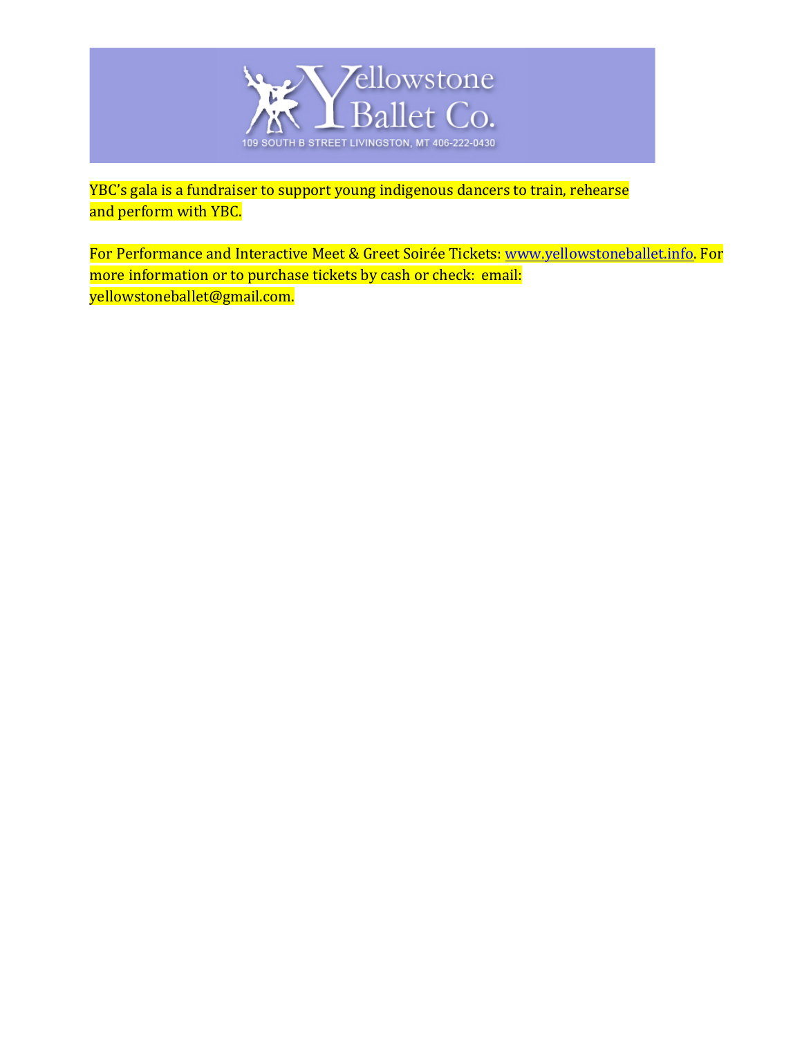Yellowstone Ballet Co.

109 SOUTH B STREET LIVINGSTON, MT 406-222-0430

YBC's gala is a fundraiser to support young indigenous dancers to train, rehearse and perform with YBC.

For Performance and Interactive Meet & Greet Soirée Tickets: www.yellowstoneballet.info. For more information or to purchase tickets by cash or check: email: yellowstoneballet@gmail.com.